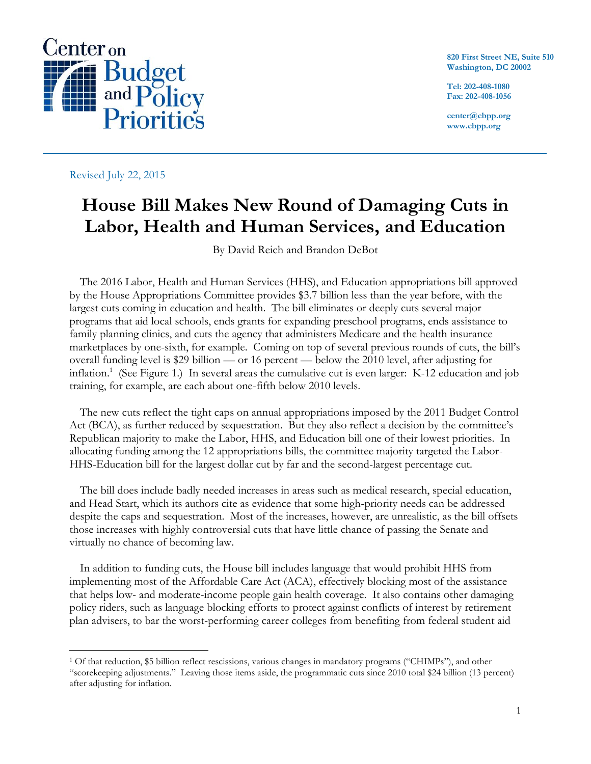Center on Budget and Policy Priorities

820 First Street NE, Suite 510
Washington, DC 20002

Tel: 202-408-1080
Fax: 202-408-1056

center@cbpp.org
www.cbpp.org

Revised July 22, 2015

# House Bill Makes New Round of Damaging Cuts in Labor, Health and Human Services, and Education

By David Reich and Brandon DeBot

The 2016 Labor, Health and Human Services (HHS), and Education appropriations bill approved by the House Appropriations Committee provides $3.7 billion less than the year before, with the largest cuts coming in education and health. The bill eliminates or deeply cuts several major programs that aid local schools, ends grants for expanding preschool programs, ends assistance to family planning clinics, and cuts the agency that administers Medicare and the health insurance marketplaces by one-sixth, for example. Coming on top of several previous rounds of cuts, the bill's overall funding level is $29 billion — or 16 percent — below the 2010 level, after adjusting for inflation.[1] (See Figure 1.) In several areas the cumulative cut is even larger: K-12 education and job training, for example, are each about one-fifth below 2010 levels.

The new cuts reflect the tight caps on annual appropriations imposed by the 2011 Budget Control Act (BCA), as further reduced by sequestration. But they also reflect a decision by the committee's Republican majority to make the Labor, HHS, and Education bill one of their lowest priorities. In allocating funding among the 12 appropriations bills, the committee majority targeted the Labor-HHS-Education bill for the largest dollar cut by far and the second-largest percentage cut.

The bill does include badly needed increases in areas such as medical research, special education, and Head Start, which its authors cite as evidence that some high-priority needs can be addressed despite the caps and sequestration. Most of the increases, however, are unrealistic, as the bill offsets those increases with highly controversial cuts that have little chance of passing the Senate and virtually no chance of becoming law.

In addition to funding cuts, the House bill includes language that would prohibit HHS from implementing most of the Affordable Care Act (ACA), effectively blocking most of the assistance that helps low- and moderate-income people gain health coverage. It also contains other damaging policy riders, such as language blocking efforts to protect against conflicts of interest by retirement plan advisers, to bar the worst-performing career colleges from benefiting from federal student aid

[1] Of that reduction, $5 billion reflect rescissions, various changes in mandatory programs ("CHIMPs"), and other "scorekeeping adjustments." Leaving those items aside, the programmatic cuts since 2010 total $24 billion (13 percent) after adjusting for inflation.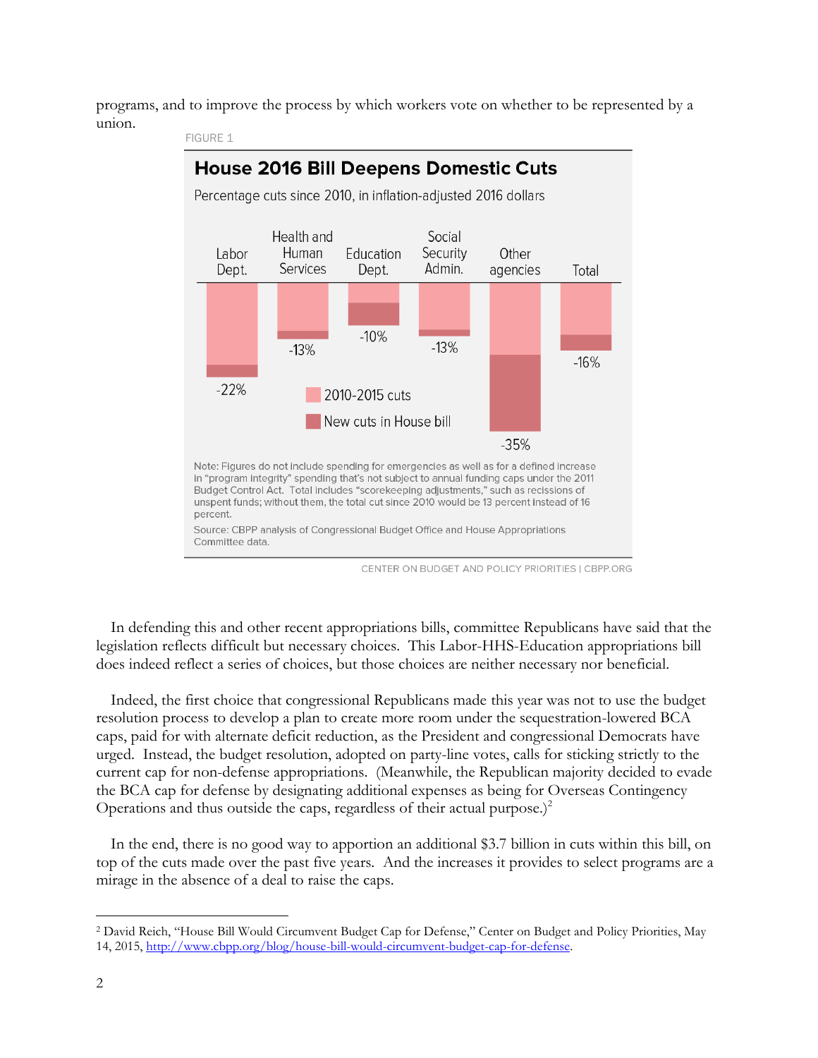programs, and to improve the process by which workers vote on whether to be represented by a union.

FIGURE 1

**House 2016 Bill Deepens Domestic Cuts**

Percentage cuts since 2010, in inflation-adjusted 2016 dollars

| Labor Dept. | Health and Human Services | Education Dept. | Social Security Admin. | Other agencies | Total |
|---|---|---|---|---|---|
| -22% | -13% | -10% | -13% | -35% | -16% |

2010-2015 cuts

New cuts in House bill

Note: Figures do not include spending for emergencies as well as for a defined increase in "program integrity" spending that's not subject to annual funding caps under the 2011 Budget Control Act. Total includes "scorekeeping adjustments," such as recissions of unspent funds; without them, the total cut since 2010 would be 13 percent instead of 16 percent.

Source: CBPP analysis of Congressional Budget Office and House Appropriations Committee data.

CENTER ON BUDGET AND POLICY PRIORITIES | CBPP.ORG

In defending this and other recent appropriations bills, committee Republicans have said that the legislation reflects difficult but necessary choices. This Labor-HHS-Education appropriations bill does indeed reflect a series of choices, but those choices are neither necessary nor beneficial.

Indeed, the first choice that congressional Republicans made this year was not to use the budget resolution process to develop a plan to create more room under the sequestration-lowered BCA caps, paid for with alternate deficit reduction, as the President and congressional Democrats have urged. Instead, the budget resolution, adopted on party-line votes, calls for sticking strictly to the current cap for non-defense appropriations. (Meanwhile, the Republican majority decided to evade the BCA cap for defense by designating additional expenses as being for Overseas Contingency Operations and thus outside the caps, regardless of their actual purpose.)[2]

In the end, there is no good way to apportion an additional $3.7 billion in cuts within this bill, on top of the cuts made over the past five years. And the increases it provides to select programs are a mirage in the absence of a deal to raise the caps.

[2] David Reich, "House Bill Would Circumvent Budget Cap for Defense," Center on Budget and Policy Priorities, May 14, 2015, http://www.cbpp.org/blog/house-bill-would-circumvent-budget-cap-for-defense.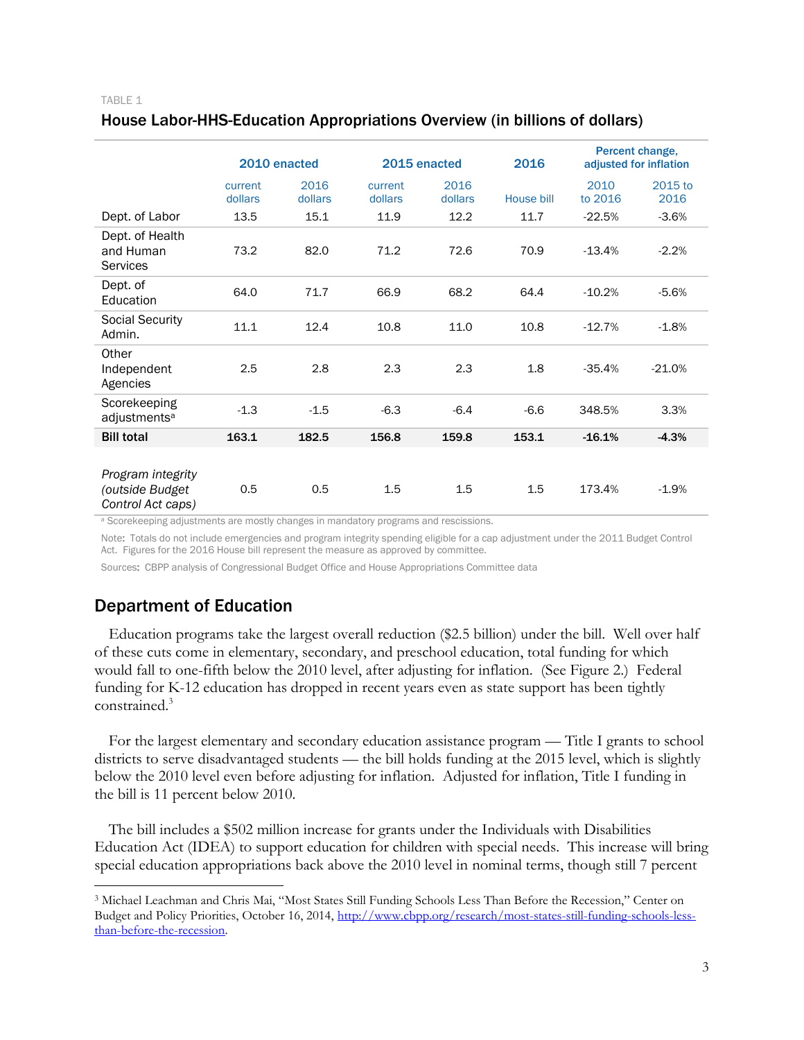TABLE 1

### House Labor-HHS-Education Appropriations Overview (in billions of dollars)

| | 2010 enacted | | 2015 enacted | | 2016 | Percent change, adjusted for inflation | |
|---|---|---|---|---|---|---|---|
| | current dollars | 2016 dollars | current dollars | 2016 dollars | House bill | 2010 to 2016 | 2015 to 2016 |
| Dept. of Labor | 13.5 | 15.1 | 11.9 | 12.2 | 11.7 | -22.5% | -3.6% |
| Dept. of Health and Human Services | 73.2 | 82.0 | 71.2 | 72.6 | 70.9 | -13.4% | -2.2% |
| Dept. of Education | 64.0 | 71.7 | 66.9 | 68.2 | 64.4 | -10.2% | -5.6% |
| Social Security Admin. | 11.1 | 12.4 | 10.8 | 11.0 | 10.8 | -12.7% | -1.8% |
| Other Independent Agencies | 2.5 | 2.8 | 2.3 | 2.3 | 1.8 | -35.4% | -21.0% |
| Scorekeeping adjustments[a] | -1.3 | -1.5 | -6.3 | -6.4 | -6.6 | 348.5% | 3.3% |
| **Bill total** | **163.1** | **182.5** | **156.8** | **159.8** | **153.1** | **-16.1%** | **-4.3%** |
| *Program integrity (outside Budget Control Act caps)* | 0.5 | 0.5 | 1.5 | 1.5 | 1.5 | 173.4% | -1.9% |

[a] Scorekeeping adjustments are mostly changes in mandatory programs and rescissions.

Note: Totals do not include emergencies and program integrity spending eligible for a cap adjustment under the 2011 Budget Control Act. Figures for the 2016 House bill represent the measure as approved by committee.

Sources: CBPP analysis of Congressional Budget Office and House Appropriations Committee data

## Department of Education

Education programs take the largest overall reduction ($2.5 billion) under the bill. Well over half of these cuts come in elementary, secondary, and preschool education, total funding for which would fall to one-fifth below the 2010 level, after adjusting for inflation. (See Figure 2.) Federal funding for K-12 education has dropped in recent years even as state support has been tightly constrained.[3]

For the largest elementary and secondary education assistance program — Title I grants to school districts to serve disadvantaged students — the bill holds funding at the 2015 level, which is slightly below the 2010 level even before adjusting for inflation. Adjusted for inflation, Title I funding in the bill is 11 percent below 2010.

The bill includes a $502 million increase for grants under the Individuals with Disabilities Education Act (IDEA) to support education for children with special needs. This increase will bring special education appropriations back above the 2010 level in nominal terms, though still 7 percent

[3] Michael Leachman and Chris Mai, "Most States Still Funding Schools Less Than Before the Recession," Center on Budget and Policy Priorities, October 16, 2014, http://www.cbpp.org/research/most-states-still-funding-schools-less-than-before-the-recession.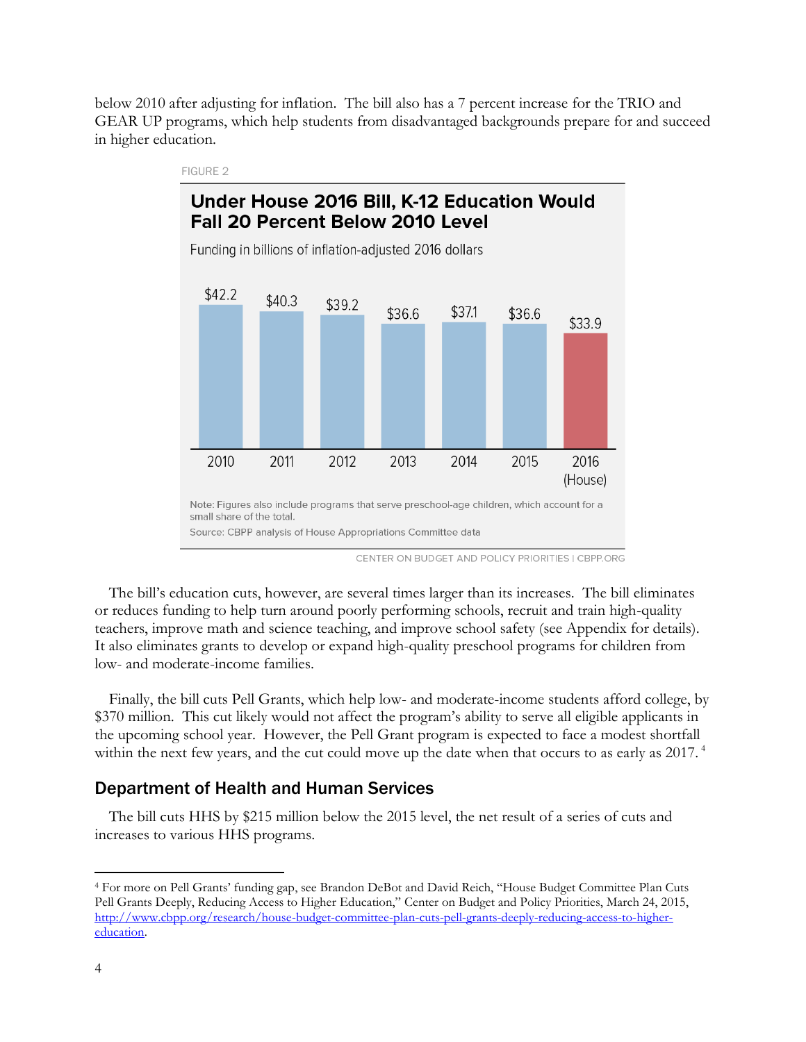below 2010 after adjusting for inflation. The bill also has a 7 percent increase for the TRIO and GEAR UP programs, which help students from disadvantaged backgrounds prepare for and succeed in higher education.

FIGURE 2

**Under House 2016 Bill, K-12 Education Would Fall 20 Percent Below 2010 Level**

Funding in billions of inflation-adjusted 2016 dollars

| 2010 | 2011 | 2012 | 2013 | 2014 | 2015 | 2016 (House) |
|---|---|---|---|---|---|---|
| $42.2 | $40.3 | $39.2 | $36.6 | $37.1 | $36.6 | $33.9 |

Note: Figures also include programs that serve preschool-age children, which account for a small share of the total.

Source: CBPP analysis of House Appropriations Committee data

CENTER ON BUDGET AND POLICY PRIORITIES | CBPP.ORG

The bill's education cuts, however, are several times larger than its increases. The bill eliminates or reduces funding to help turn around poorly performing schools, recruit and train high-quality teachers, improve math and science teaching, and improve school safety (see Appendix for details). It also eliminates grants to develop or expand high-quality preschool programs for children from low- and moderate-income families.

Finally, the bill cuts Pell Grants, which help low- and moderate-income students afford college, by $370 million. This cut likely would not affect the program's ability to serve all eligible applicants in the upcoming school year. However, the Pell Grant program is expected to face a modest shortfall within the next few years, and the cut could move up the date when that occurs to as early as 2017.[4]

## Department of Health and Human Services

The bill cuts HHS by $215 million below the 2015 level, the net result of a series of cuts and increases to various HHS programs.

---

[4] For more on Pell Grants' funding gap, see Brandon DeBot and David Reich, "House Budget Committee Plan Cuts Pell Grants Deeply, Reducing Access to Higher Education," Center on Budget and Policy Priorities, March 24, 2015, http://www.cbpp.org/research/house-budget-committee-plan-cuts-pell-grants-deeply-reducing-access-to-higher-education.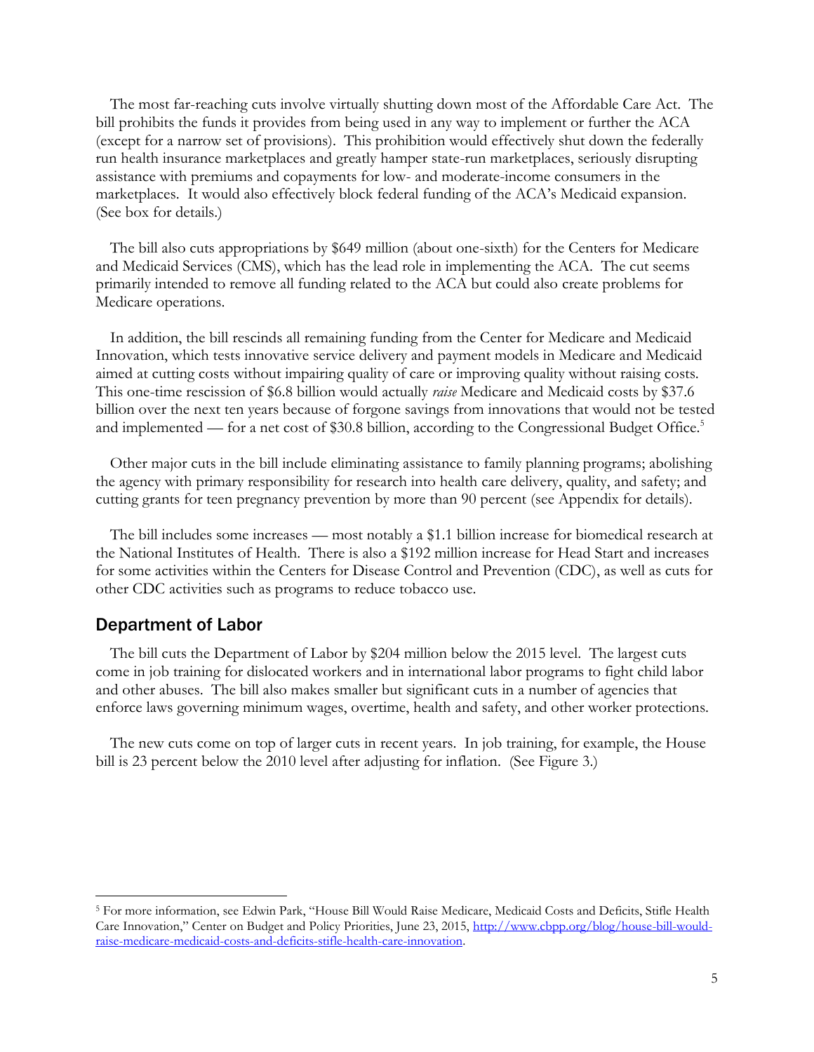The most far-reaching cuts involve virtually shutting down most of the Affordable Care Act. The bill prohibits the funds it provides from being used in any way to implement or further the ACA (except for a narrow set of provisions). This prohibition would effectively shut down the federally run health insurance marketplaces and greatly hamper state-run marketplaces, seriously disrupting assistance with premiums and copayments for low- and moderate-income consumers in the marketplaces. It would also effectively block federal funding of the ACA's Medicaid expansion. (See box for details.)

The bill also cuts appropriations by $649 million (about one-sixth) for the Centers for Medicare and Medicaid Services (CMS), which has the lead role in implementing the ACA. The cut seems primarily intended to remove all funding related to the ACA but could also create problems for Medicare operations.

In addition, the bill rescinds all remaining funding from the Center for Medicare and Medicaid Innovation, which tests innovative service delivery and payment models in Medicare and Medicaid aimed at cutting costs without impairing quality of care or improving quality without raising costs. This one-time rescission of $6.8 billion would actually *raise* Medicare and Medicaid costs by $37.6 billion over the next ten years because of forgone savings from innovations that would not be tested and implemented — for a net cost of $30.8 billion, according to the Congressional Budget Office.[5]

Other major cuts in the bill include eliminating assistance to family planning programs; abolishing the agency with primary responsibility for research into health care delivery, quality, and safety; and cutting grants for teen pregnancy prevention by more than 90 percent (see Appendix for details).

The bill includes some increases — most notably a $1.1 billion increase for biomedical research at the National Institutes of Health. There is also a $192 million increase for Head Start and increases for some activities within the Centers for Disease Control and Prevention (CDC), as well as cuts for other CDC activities such as programs to reduce tobacco use.

## Department of Labor

The bill cuts the Department of Labor by $204 million below the 2015 level. The largest cuts come in job training for dislocated workers and in international labor programs to fight child labor and other abuses. The bill also makes smaller but significant cuts in a number of agencies that enforce laws governing minimum wages, overtime, health and safety, and other worker protections.

The new cuts come on top of larger cuts in recent years. In job training, for example, the House bill is 23 percent below the 2010 level after adjusting for inflation. (See Figure 3.)

---

[5] For more information, see Edwin Park, "House Bill Would Raise Medicare, Medicaid Costs and Deficits, Stifle Health Care Innovation," Center on Budget and Policy Priorities, June 23, 2015, http://www.cbpp.org/blog/house-bill-would-raise-medicare-medicaid-costs-and-deficits-stifle-health-care-innovation.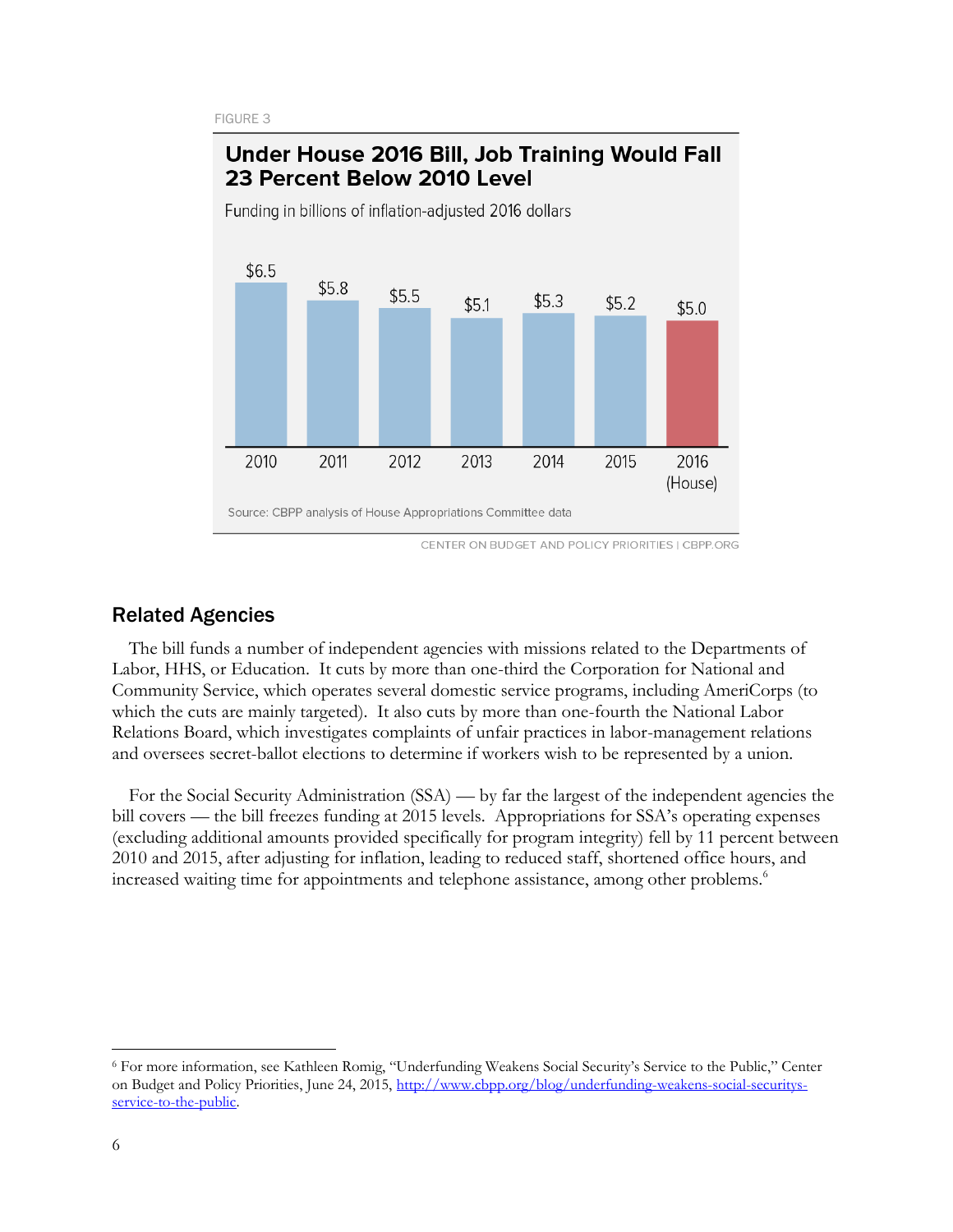FIGURE 3

**Under House 2016 Bill, Job Training Would Fall 23 Percent Below 2010 Level**

Funding in billions of inflation-adjusted 2016 dollars

| Year | Funding |
|---|---|
| 2010 | $6.5 |
| 2011 | $5.8 |
| 2012 | $5.5 |
| 2013 | $5.1 |
| 2014 | $5.3 |
| 2015 | $5.2 |
| 2016 (House) | $5.0 |

Source: CBPP analysis of House Appropriations Committee data

CENTER ON BUDGET AND POLICY PRIORITIES | CBPP.ORG

## Related Agencies

The bill funds a number of independent agencies with missions related to the Departments of Labor, HHS, or Education. It cuts by more than one-third the Corporation for National and Community Service, which operates several domestic service programs, including AmeriCorps (to which the cuts are mainly targeted). It also cuts by more than one-fourth the National Labor Relations Board, which investigates complaints of unfair practices in labor-management relations and oversees secret-ballot elections to determine if workers wish to be represented by a union.

For the Social Security Administration (SSA) — by far the largest of the independent agencies the bill covers — the bill freezes funding at 2015 levels. Appropriations for SSA's operating expenses (excluding additional amounts provided specifically for program integrity) fell by 11 percent between 2010 and 2015, after adjusting for inflation, leading to reduced staff, shortened office hours, and increased waiting time for appointments and telephone assistance, among other problems.[6]

[6] For more information, see Kathleen Romig, "Underfunding Weakens Social Security's Service to the Public," Center on Budget and Policy Priorities, June 24, 2015, http://www.cbpp.org/blog/underfunding-weakens-social-securitys-service-to-the-public.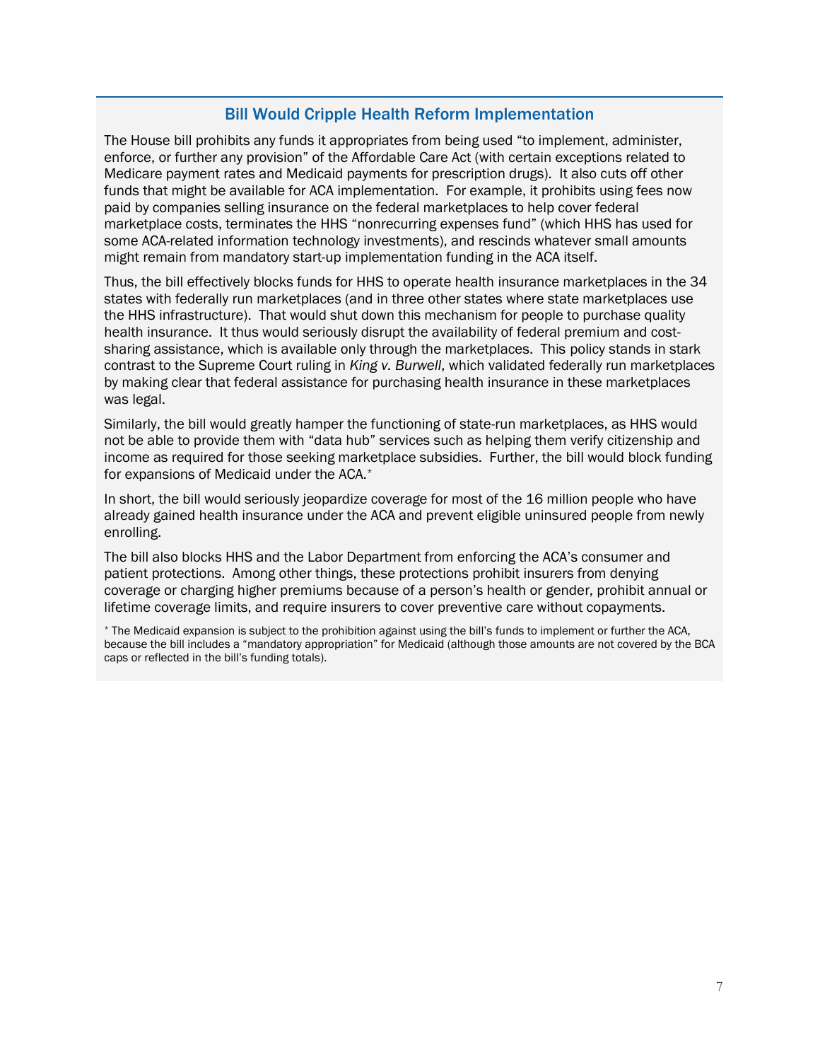## Bill Would Cripple Health Reform Implementation

The House bill prohibits any funds it appropriates from being used "to implement, administer, enforce, or further any provision" of the Affordable Care Act (with certain exceptions related to Medicare payment rates and Medicaid payments for prescription drugs). It also cuts off other funds that might be available for ACA implementation. For example, it prohibits using fees now paid by companies selling insurance on the federal marketplaces to help cover federal marketplace costs, terminates the HHS "nonrecurring expenses fund" (which HHS has used for some ACA-related information technology investments), and rescinds whatever small amounts might remain from mandatory start-up implementation funding in the ACA itself.

Thus, the bill effectively blocks funds for HHS to operate health insurance marketplaces in the 34 states with federally run marketplaces (and in three other states where state marketplaces use the HHS infrastructure). That would shut down this mechanism for people to purchase quality health insurance. It thus would seriously disrupt the availability of federal premium and cost-sharing assistance, which is available only through the marketplaces. This policy stands in stark contrast to the Supreme Court ruling in *King v. Burwell*, which validated federally run marketplaces by making clear that federal assistance for purchasing health insurance in these marketplaces was legal.

Similarly, the bill would greatly hamper the functioning of state-run marketplaces, as HHS would not be able to provide them with "data hub" services such as helping them verify citizenship and income as required for those seeking marketplace subsidies. Further, the bill would block funding for expansions of Medicaid under the ACA.*

In short, the bill would seriously jeopardize coverage for most of the 16 million people who have already gained health insurance under the ACA and prevent eligible uninsured people from newly enrolling.

The bill also blocks HHS and the Labor Department from enforcing the ACA's consumer and patient protections. Among other things, these protections prohibit insurers from denying coverage or charging higher premiums because of a person's health or gender, prohibit annual or lifetime coverage limits, and require insurers to cover preventive care without copayments.

* The Medicaid expansion is subject to the prohibition against using the bill's funds to implement or further the ACA, because the bill includes a "mandatory appropriation" for Medicaid (although those amounts are not covered by the BCA caps or reflected in the bill's funding totals).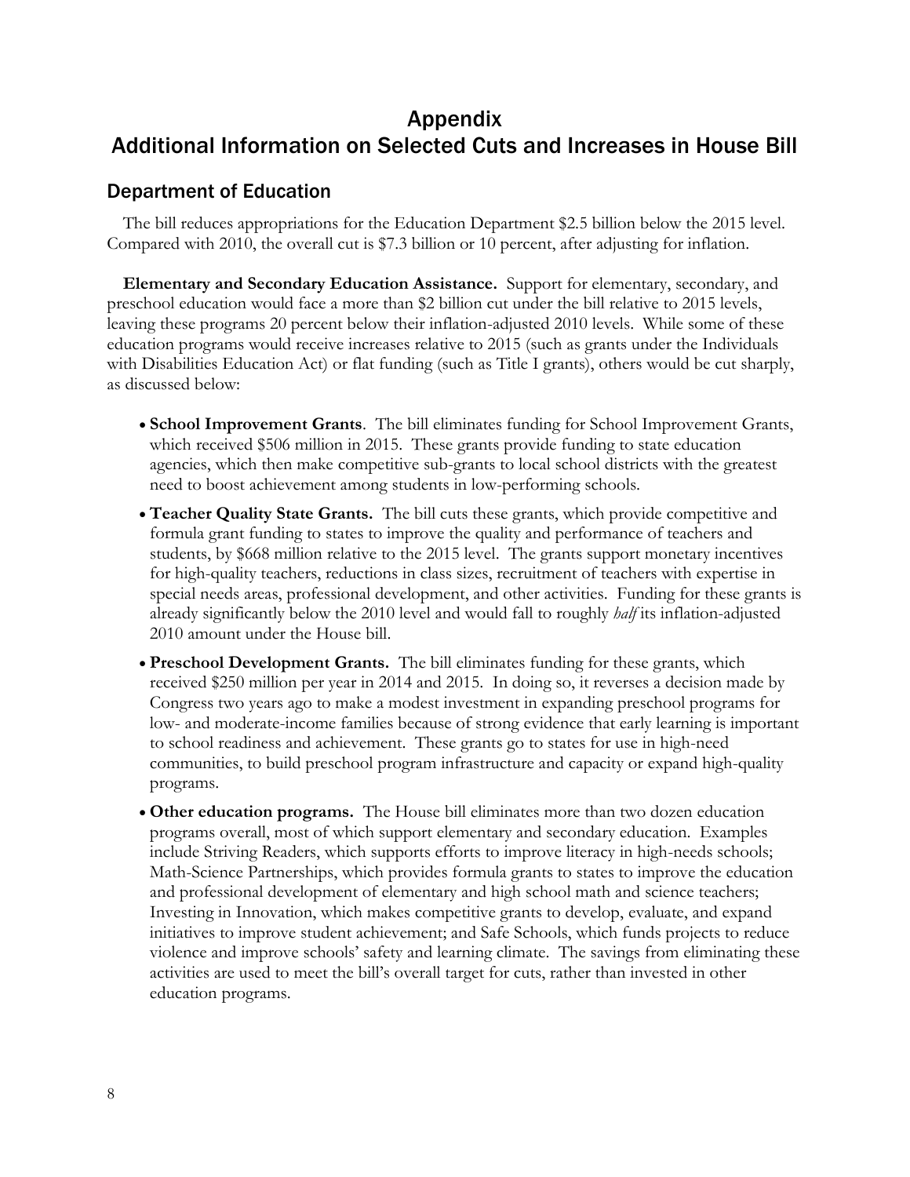# Appendix
# Additional Information on Selected Cuts and Increases in House Bill

## Department of Education

The bill reduces appropriations for the Education Department $2.5 billion below the 2015 level. Compared with 2010, the overall cut is $7.3 billion or 10 percent, after adjusting for inflation.

**Elementary and Secondary Education Assistance.** Support for elementary, secondary, and preschool education would face a more than $2 billion cut under the bill relative to 2015 levels, leaving these programs 20 percent below their inflation-adjusted 2010 levels. While some of these education programs would receive increases relative to 2015 (such as grants under the Individuals with Disabilities Education Act) or flat funding (such as Title I grants), others would be cut sharply, as discussed below:

- **School Improvement Grants**. The bill eliminates funding for School Improvement Grants, which received $506 million in 2015. These grants provide funding to state education agencies, which then make competitive sub-grants to local school districts with the greatest need to boost achievement among students in low-performing schools.
- **Teacher Quality State Grants.** The bill cuts these grants, which provide competitive and formula grant funding to states to improve the quality and performance of teachers and students, by $668 million relative to the 2015 level. The grants support monetary incentives for high-quality teachers, reductions in class sizes, recruitment of teachers with expertise in special needs areas, professional development, and other activities. Funding for these grants is already significantly below the 2010 level and would fall to roughly *half* its inflation-adjusted 2010 amount under the House bill.
- **Preschool Development Grants.** The bill eliminates funding for these grants, which received $250 million per year in 2014 and 2015. In doing so, it reverses a decision made by Congress two years ago to make a modest investment in expanding preschool programs for low- and moderate-income families because of strong evidence that early learning is important to school readiness and achievement. These grants go to states for use in high-need communities, to build preschool program infrastructure and capacity or expand high-quality programs.
- **Other education programs.** The House bill eliminates more than two dozen education programs overall, most of which support elementary and secondary education. Examples include Striving Readers, which supports efforts to improve literacy in high-needs schools; Math-Science Partnerships, which provides formula grants to states to improve the education and professional development of elementary and high school math and science teachers; Investing in Innovation, which makes competitive grants to develop, evaluate, and expand initiatives to improve student achievement; and Safe Schools, which funds projects to reduce violence and improve schools' safety and learning climate. The savings from eliminating these activities are used to meet the bill's overall target for cuts, rather than invested in other education programs.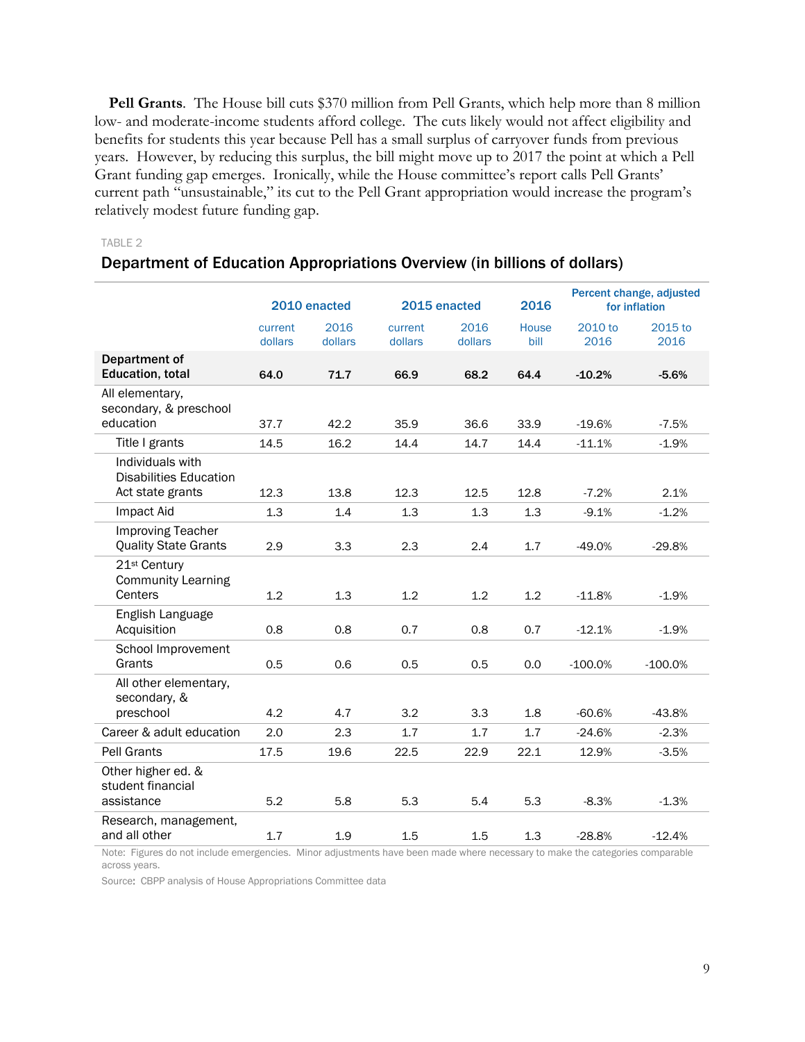**Pell Grants**. The House bill cuts $370 million from Pell Grants, which help more than 8 million low- and moderate-income students afford college. The cuts likely would not affect eligibility and benefits for students this year because Pell has a small surplus of carryover funds from previous years. However, by reducing this surplus, the bill might move up to 2017 the point at which a Pell Grant funding gap emerges. Ironically, while the House committee's report calls Pell Grants' current path "unsustainable," its cut to the Pell Grant appropriation would increase the program's relatively modest future funding gap.

TABLE 2

### Department of Education Appropriations Overview (in billions of dollars)

| | 2010 enacted | | 2015 enacted | | 2016 | Percent change, adjusted for inflation | |
|---|---|---|---|---|---|---|---|
| | current dollars | 2016 dollars | current dollars | 2016 dollars | House bill | 2010 to 2016 | 2015 to 2016 |
| **Department of Education, total** | **64.0** | **71.7** | **66.9** | **68.2** | **64.4** | **-10.2%** | **-5.6%** |
| All elementary, secondary, & preschool education | 37.7 | 42.2 | 35.9 | 36.6 | 33.9 | -19.6% | -7.5% |
| Title I grants | 14.5 | 16.2 | 14.4 | 14.7 | 14.4 | -11.1% | -1.9% |
| Individuals with Disabilities Education Act state grants | 12.3 | 13.8 | 12.3 | 12.5 | 12.8 | -7.2% | 2.1% |
| Impact Aid | 1.3 | 1.4 | 1.3 | 1.3 | 1.3 | -9.1% | -1.2% |
| Improving Teacher Quality State Grants | 2.9 | 3.3 | 2.3 | 2.4 | 1.7 | -49.0% | -29.8% |
| 21st Century Community Learning Centers | 1.2 | 1.3 | 1.2 | 1.2 | 1.2 | -11.8% | -1.9% |
| English Language Acquisition | 0.8 | 0.8 | 0.7 | 0.8 | 0.7 | -12.1% | -1.9% |
| School Improvement Grants | 0.5 | 0.6 | 0.5 | 0.5 | 0.0 | -100.0% | -100.0% |
| All other elementary, secondary, & preschool | 4.2 | 4.7 | 3.2 | 3.3 | 1.8 | -60.6% | -43.8% |
| Career & adult education | 2.0 | 2.3 | 1.7 | 1.7 | 1.7 | -24.6% | -2.3% |
| Pell Grants | 17.5 | 19.6 | 22.5 | 22.9 | 22.1 | 12.9% | -3.5% |
| Other higher ed. & student financial assistance | 5.2 | 5.8 | 5.3 | 5.4 | 5.3 | -8.3% | -1.3% |
| Research, management, and all other | 1.7 | 1.9 | 1.5 | 1.5 | 1.3 | -28.8% | -12.4% |

Note: Figures do not include emergencies. Minor adjustments have been made where necessary to make the categories comparable across years.

Source: CBPP analysis of House Appropriations Committee data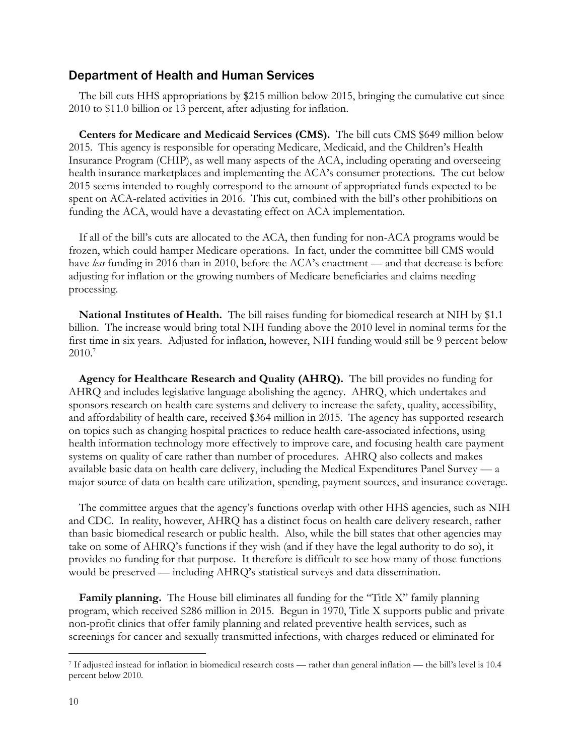## Department of Health and Human Services

The bill cuts HHS appropriations by $215 million below 2015, bringing the cumulative cut since 2010 to $11.0 billion or 13 percent, after adjusting for inflation.

**Centers for Medicare and Medicaid Services (CMS).** The bill cuts CMS $649 million below 2015. This agency is responsible for operating Medicare, Medicaid, and the Children's Health Insurance Program (CHIP), as well many aspects of the ACA, including operating and overseeing health insurance marketplaces and implementing the ACA's consumer protections. The cut below 2015 seems intended to roughly correspond to the amount of appropriated funds expected to be spent on ACA-related activities in 2016. This cut, combined with the bill's other prohibitions on funding the ACA, would have a devastating effect on ACA implementation.

If all of the bill's cuts are allocated to the ACA, then funding for non-ACA programs would be frozen, which could hamper Medicare operations. In fact, under the committee bill CMS would have *less* funding in 2016 than in 2010, before the ACA's enactment — and that decrease is before adjusting for inflation or the growing numbers of Medicare beneficiaries and claims needing processing.

**National Institutes of Health.** The bill raises funding for biomedical research at NIH by $1.1 billion. The increase would bring total NIH funding above the 2010 level in nominal terms for the first time in six years. Adjusted for inflation, however, NIH funding would still be 9 percent below 2010.[7]

**Agency for Healthcare Research and Quality (AHRQ).** The bill provides no funding for AHRQ and includes legislative language abolishing the agency. AHRQ, which undertakes and sponsors research on health care systems and delivery to increase the safety, quality, accessibility, and affordability of health care, received $364 million in 2015. The agency has supported research on topics such as changing hospital practices to reduce health care-associated infections, using health information technology more effectively to improve care, and focusing health care payment systems on quality of care rather than number of procedures. AHRQ also collects and makes available basic data on health care delivery, including the Medical Expenditures Panel Survey — a major source of data on health care utilization, spending, payment sources, and insurance coverage.

The committee argues that the agency's functions overlap with other HHS agencies, such as NIH and CDC. In reality, however, AHRQ has a distinct focus on health care delivery research, rather than basic biomedical research or public health. Also, while the bill states that other agencies may take on some of AHRQ's functions if they wish (and if they have the legal authority to do so), it provides no funding for that purpose. It therefore is difficult to see how many of those functions would be preserved — including AHRQ's statistical surveys and data dissemination.

**Family planning.** The House bill eliminates all funding for the "Title X" family planning program, which received $286 million in 2015. Begun in 1970, Title X supports public and private non-profit clinics that offer family planning and related preventive health services, such as screenings for cancer and sexually transmitted infections, with charges reduced or eliminated for

---

[7] If adjusted instead for inflation in biomedical research costs — rather than general inflation — the bill's level is 10.4 percent below 2010.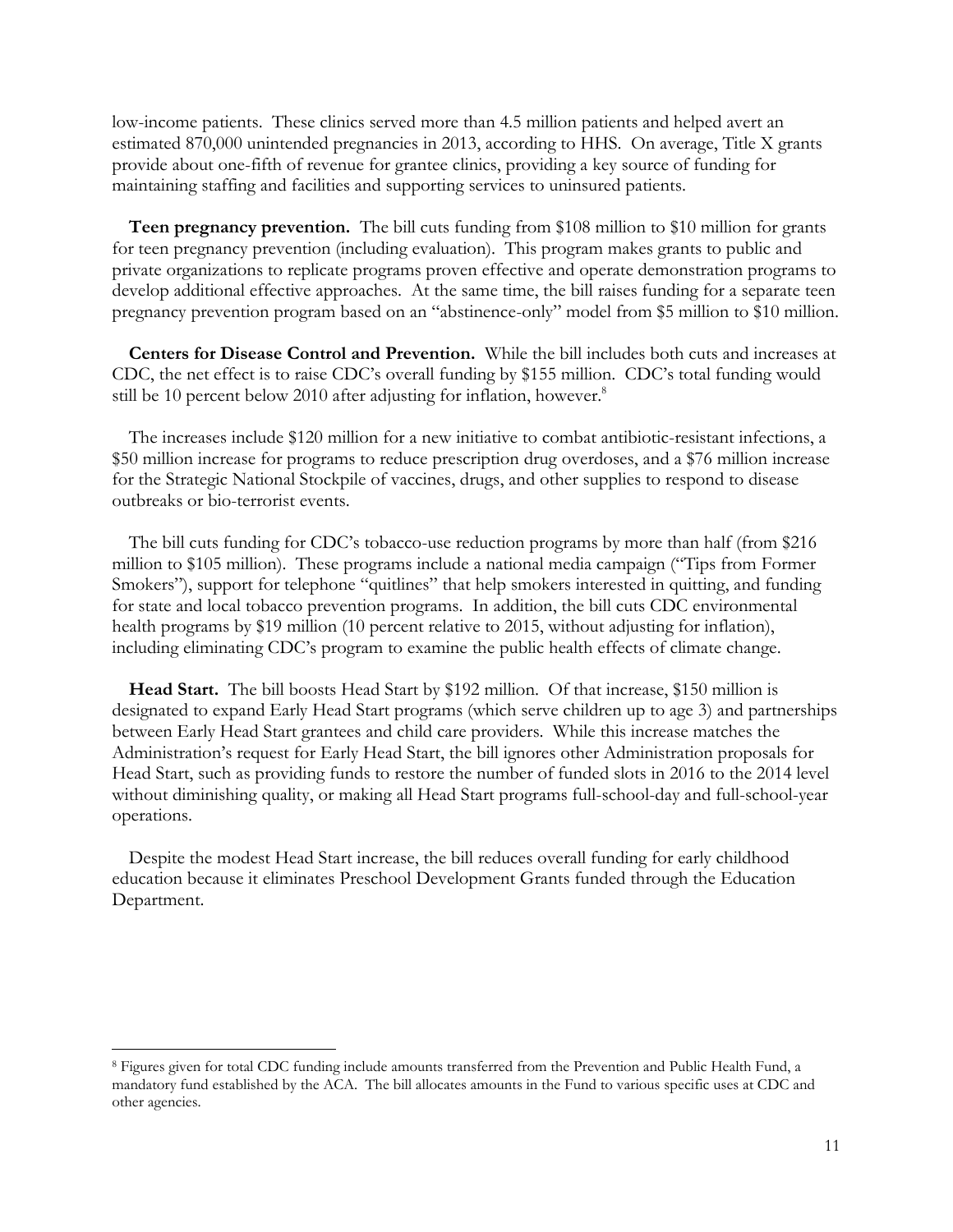low-income patients. These clinics served more than 4.5 million patients and helped avert an estimated 870,000 unintended pregnancies in 2013, according to HHS. On average, Title X grants provide about one-fifth of revenue for grantee clinics, providing a key source of funding for maintaining staffing and facilities and supporting services to uninsured patients.

**Teen pregnancy prevention.** The bill cuts funding from $108 million to $10 million for grants for teen pregnancy prevention (including evaluation). This program makes grants to public and private organizations to replicate programs proven effective and operate demonstration programs to develop additional effective approaches. At the same time, the bill raises funding for a separate teen pregnancy prevention program based on an "abstinence-only" model from $5 million to $10 million.

**Centers for Disease Control and Prevention.** While the bill includes both cuts and increases at CDC, the net effect is to raise CDC's overall funding by $155 million. CDC's total funding would still be 10 percent below 2010 after adjusting for inflation, however.[8]

The increases include $120 million for a new initiative to combat antibiotic-resistant infections, a $50 million increase for programs to reduce prescription drug overdoses, and a $76 million increase for the Strategic National Stockpile of vaccines, drugs, and other supplies to respond to disease outbreaks or bio-terrorist events.

The bill cuts funding for CDC's tobacco-use reduction programs by more than half (from $216 million to $105 million). These programs include a national media campaign ("Tips from Former Smokers"), support for telephone "quitlines" that help smokers interested in quitting, and funding for state and local tobacco prevention programs. In addition, the bill cuts CDC environmental health programs by $19 million (10 percent relative to 2015, without adjusting for inflation), including eliminating CDC's program to examine the public health effects of climate change.

**Head Start.** The bill boosts Head Start by $192 million. Of that increase, $150 million is designated to expand Early Head Start programs (which serve children up to age 3) and partnerships between Early Head Start grantees and child care providers. While this increase matches the Administration's request for Early Head Start, the bill ignores other Administration proposals for Head Start, such as providing funds to restore the number of funded slots in 2016 to the 2014 level without diminishing quality, or making all Head Start programs full-school-day and full-school-year operations.

Despite the modest Head Start increase, the bill reduces overall funding for early childhood education because it eliminates Preschool Development Grants funded through the Education Department.

---

[8] Figures given for total CDC funding include amounts transferred from the Prevention and Public Health Fund, a mandatory fund established by the ACA. The bill allocates amounts in the Fund to various specific uses at CDC and other agencies.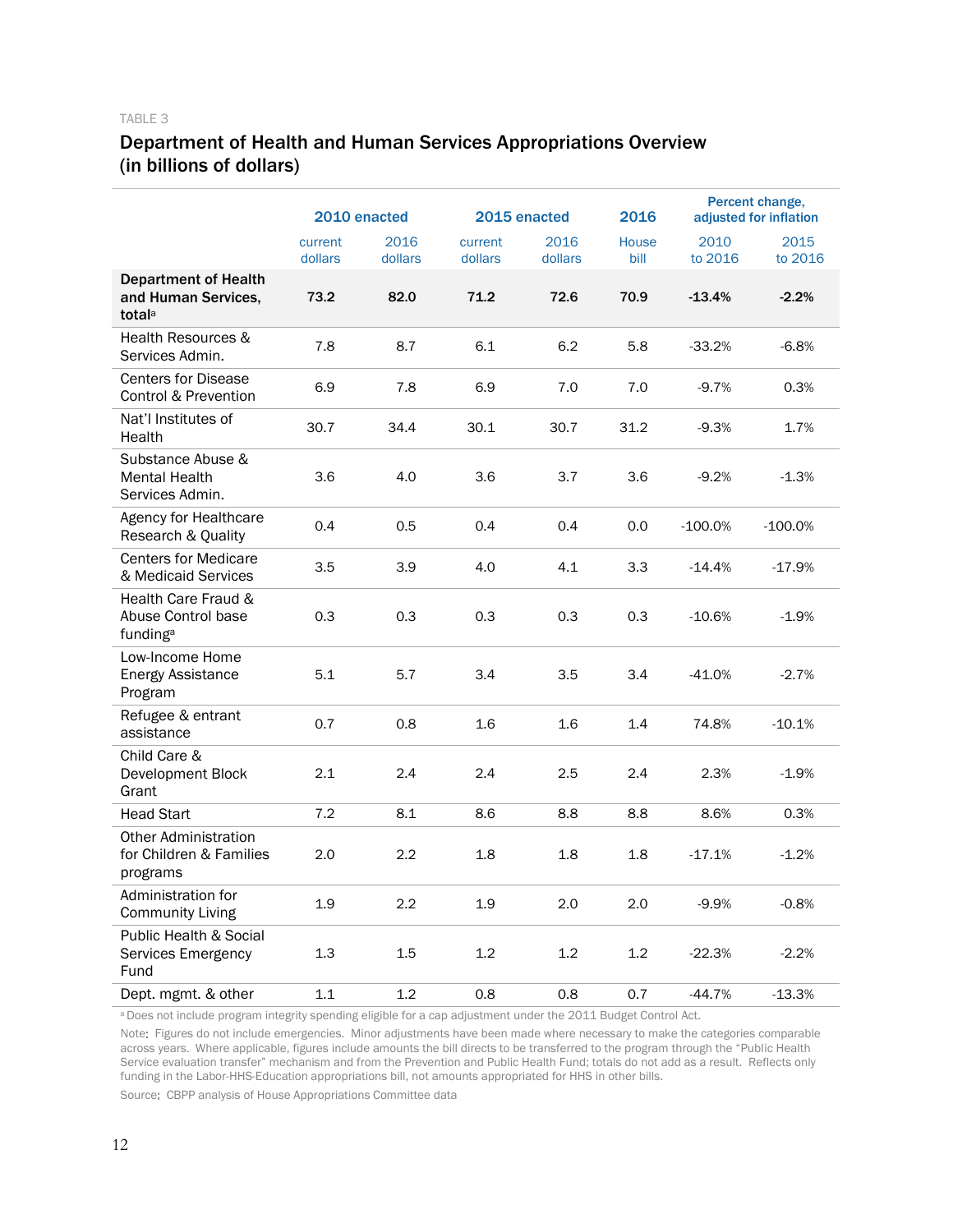TABLE 3

## Department of Health and Human Services Appropriations Overview (in billions of dollars)

| | 2010 enacted | | 2015 enacted | | 2016 | Percent change, adjusted for inflation | |
|---|---|---|---|---|---|---|---|
| | current dollars | 2016 dollars | current dollars | 2016 dollars | House bill | 2010 to 2016 | 2015 to 2016 |
| **Department of Health and Human Services, total[a]** | **73.2** | **82.0** | **71.2** | **72.6** | **70.9** | **-13.4%** | **-2.2%** |
| Health Resources & Services Admin. | 7.8 | 8.7 | 6.1 | 6.2 | 5.8 | -33.2% | -6.8% |
| Centers for Disease Control & Prevention | 6.9 | 7.8 | 6.9 | 7.0 | 7.0 | -9.7% | 0.3% |
| Nat'l Institutes of Health | 30.7 | 34.4 | 30.1 | 30.7 | 31.2 | -9.3% | 1.7% |
| Substance Abuse & Mental Health Services Admin. | 3.6 | 4.0 | 3.6 | 3.7 | 3.6 | -9.2% | -1.3% |
| Agency for Healthcare Research & Quality | 0.4 | 0.5 | 0.4 | 0.4 | 0.0 | -100.0% | -100.0% |
| Centers for Medicare & Medicaid Services | 3.5 | 3.9 | 4.0 | 4.1 | 3.3 | -14.4% | -17.9% |
| Health Care Fraud & Abuse Control base funding[a] | 0.3 | 0.3 | 0.3 | 0.3 | 0.3 | -10.6% | -1.9% |
| Low-Income Home Energy Assistance Program | 5.1 | 5.7 | 3.4 | 3.5 | 3.4 | -41.0% | -2.7% |
| Refugee & entrant assistance | 0.7 | 0.8 | 1.6 | 1.6 | 1.4 | 74.8% | -10.1% |
| Child Care & Development Block Grant | 2.1 | 2.4 | 2.4 | 2.5 | 2.4 | 2.3% | -1.9% |
| Head Start | 7.2 | 8.1 | 8.6 | 8.8 | 8.8 | 8.6% | 0.3% |
| Other Administration for Children & Families programs | 2.0 | 2.2 | 1.8 | 1.8 | 1.8 | -17.1% | -1.2% |
| Administration for Community Living | 1.9 | 2.2 | 1.9 | 2.0 | 2.0 | -9.9% | -0.8% |
| Public Health & Social Services Emergency Fund | 1.3 | 1.5 | 1.2 | 1.2 | 1.2 | -22.3% | -2.2% |
| Dept. mgmt. & other | 1.1 | 1.2 | 0.8 | 0.8 | 0.7 | -44.7% | -13.3% |

[a] Does not include program integrity spending eligible for a cap adjustment under the 2011 Budget Control Act.

Note: Figures do not include emergencies. Minor adjustments have been made where necessary to make the categories comparable across years. Where applicable, figures include amounts the bill directs to be transferred to the program through the "Public Health Service evaluation transfer" mechanism and from the Prevention and Public Health Fund; totals do not add as a result. Reflects only funding in the Labor-HHS-Education appropriations bill, not amounts appropriated for HHS in other bills.

Source: CBPP analysis of House Appropriations Committee data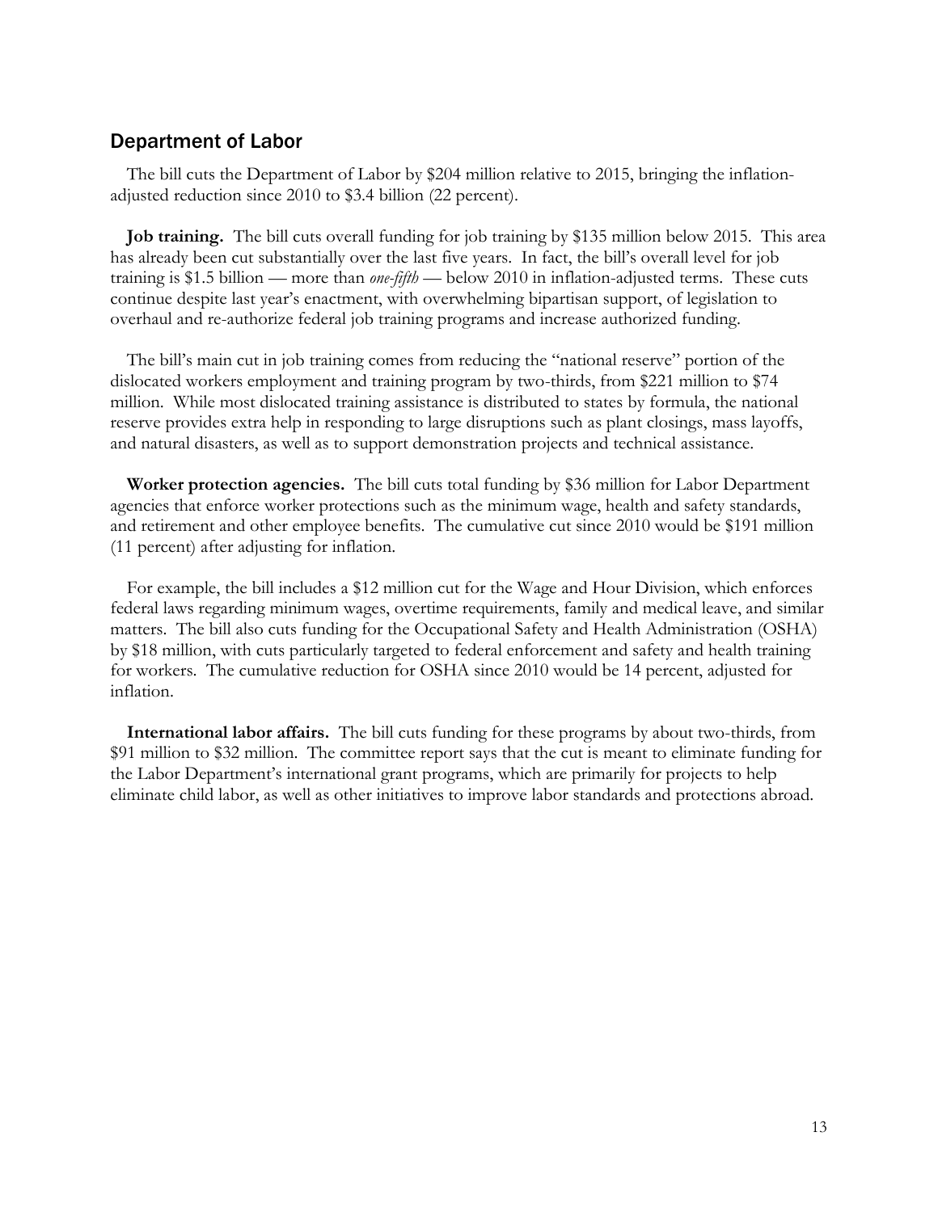## Department of Labor

The bill cuts the Department of Labor by $204 million relative to 2015, bringing the inflation-adjusted reduction since 2010 to $3.4 billion (22 percent).

**Job training.** The bill cuts overall funding for job training by $135 million below 2015. This area has already been cut substantially over the last five years. In fact, the bill's overall level for job training is $1.5 billion — more than *one-fifth* — below 2010 in inflation-adjusted terms. These cuts continue despite last year's enactment, with overwhelming bipartisan support, of legislation to overhaul and re-authorize federal job training programs and increase authorized funding.

The bill's main cut in job training comes from reducing the "national reserve" portion of the dislocated workers employment and training program by two-thirds, from $221 million to $74 million. While most dislocated training assistance is distributed to states by formula, the national reserve provides extra help in responding to large disruptions such as plant closings, mass layoffs, and natural disasters, as well as to support demonstration projects and technical assistance.

**Worker protection agencies.** The bill cuts total funding by $36 million for Labor Department agencies that enforce worker protections such as the minimum wage, health and safety standards, and retirement and other employee benefits. The cumulative cut since 2010 would be $191 million (11 percent) after adjusting for inflation.

For example, the bill includes a $12 million cut for the Wage and Hour Division, which enforces federal laws regarding minimum wages, overtime requirements, family and medical leave, and similar matters. The bill also cuts funding for the Occupational Safety and Health Administration (OSHA) by $18 million, with cuts particularly targeted to federal enforcement and safety and health training for workers. The cumulative reduction for OSHA since 2010 would be 14 percent, adjusted for inflation.

**International labor affairs.** The bill cuts funding for these programs by about two-thirds, from $91 million to $32 million. The committee report says that the cut is meant to eliminate funding for the Labor Department's international grant programs, which are primarily for projects to help eliminate child labor, as well as other initiatives to improve labor standards and protections abroad.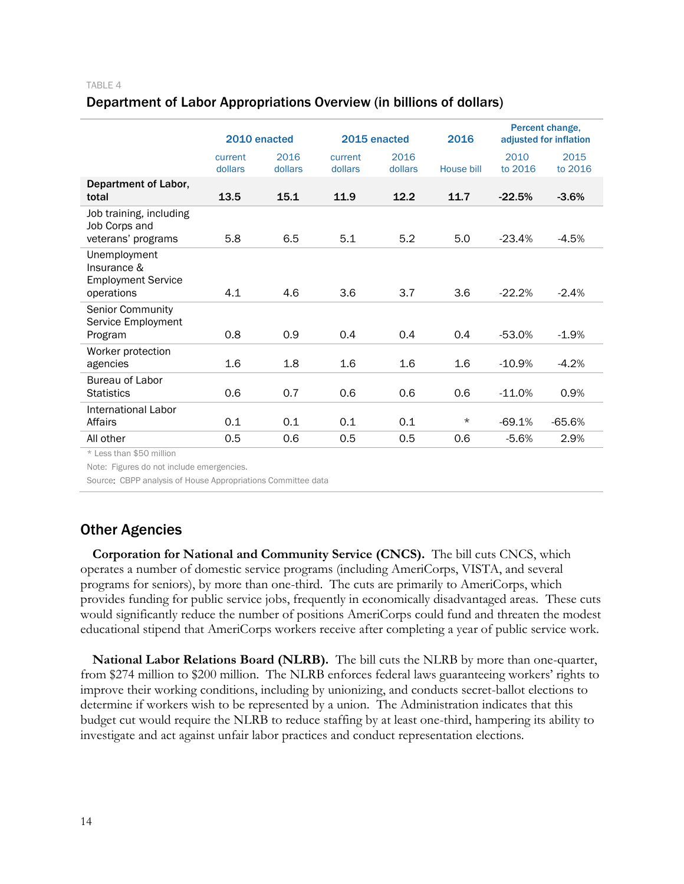TABLE 4

### Department of Labor Appropriations Overview (in billions of dollars)

| | 2010 enacted | | 2015 enacted | | 2016 | Percent change, adjusted for inflation | |
|---|---|---|---|---|---|---|---|
| | current dollars | 2016 dollars | current dollars | 2016 dollars | House bill | 2010 to 2016 | 2015 to 2016 |
| **Department of Labor, total** | **13.5** | **15.1** | **11.9** | **12.2** | **11.7** | **-22.5%** | **-3.6%** |
| Job training, including Job Corps and veterans' programs | 5.8 | 6.5 | 5.1 | 5.2 | 5.0 | -23.4% | -4.5% |
| Unemployment Insurance & Employment Service operations | 4.1 | 4.6 | 3.6 | 3.7 | 3.6 | -22.2% | -2.4% |
| Senior Community Service Employment Program | 0.8 | 0.9 | 0.4 | 0.4 | 0.4 | -53.0% | -1.9% |
| Worker protection agencies | 1.6 | 1.8 | 1.6 | 1.6 | 1.6 | -10.9% | -4.2% |
| Bureau of Labor Statistics | 0.6 | 0.7 | 0.6 | 0.6 | 0.6 | -11.0% | 0.9% |
| International Labor Affairs | 0.1 | 0.1 | 0.1 | 0.1 | * | -69.1% | -65.6% |
| All other | 0.5 | 0.6 | 0.5 | 0.5 | 0.6 | -5.6% | 2.9% |

* Less than $50 million

Note: Figures do not include emergencies.

Source: CBPP analysis of House Appropriations Committee data

## Other Agencies

**Corporation for National and Community Service (CNCS).** The bill cuts CNCS, which operates a number of domestic service programs (including AmeriCorps, VISTA, and several programs for seniors), by more than one-third. The cuts are primarily to AmeriCorps, which provides funding for public service jobs, frequently in economically disadvantaged areas. These cuts would significantly reduce the number of positions AmeriCorps could fund and threaten the modest educational stipend that AmeriCorps workers receive after completing a year of public service work.

**National Labor Relations Board (NLRB).** The bill cuts the NLRB by more than one-quarter, from $274 million to $200 million. The NLRB enforces federal laws guaranteeing workers' rights to improve their working conditions, including by unionizing, and conducts secret-ballot elections to determine if workers wish to be represented by a union. The Administration indicates that this budget cut would require the NLRB to reduce staffing by at least one-third, hampering its ability to investigate and act against unfair labor practices and conduct representation elections.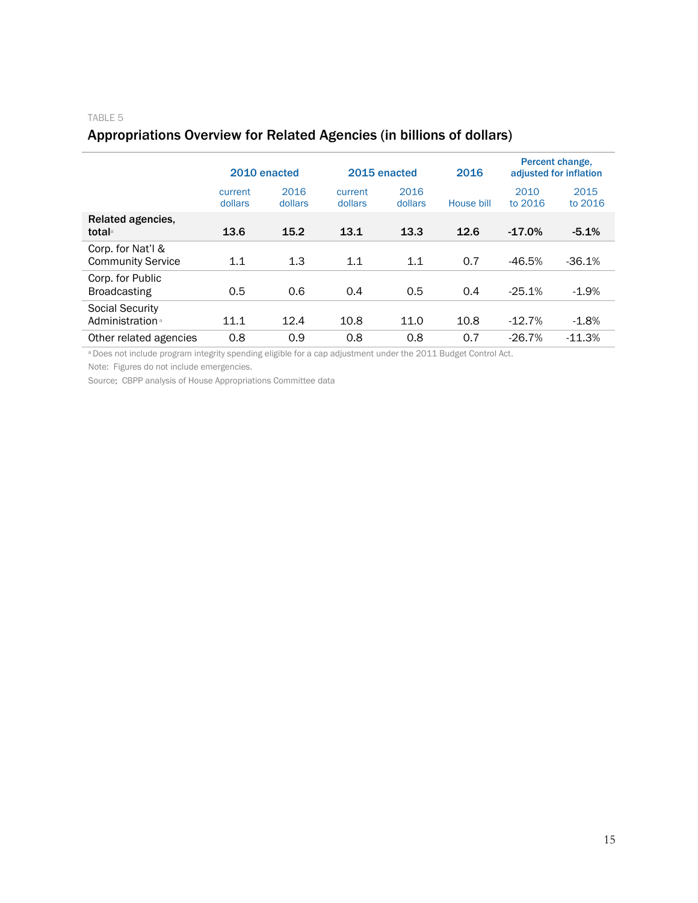TABLE 5

## Appropriations Overview for Related Agencies (in billions of dollars)

| | 2010 enacted | | 2015 enacted | | 2016 | Percent change, adjusted for inflation | |
|---|---|---|---|---|---|---|---|
| | current dollars | 2016 dollars | current dollars | 2016 dollars | House bill | 2010 to 2016 | 2015 to 2016 |
| **Related agencies, total**[a] | **13.6** | **15.2** | **13.1** | **13.3** | **12.6** | **-17.0%** | **-5.1%** |
| Corp. for Nat'l & Community Service | 1.1 | 1.3 | 1.1 | 1.1 | 0.7 | -46.5% | -36.1% |
| Corp. for Public Broadcasting | 0.5 | 0.6 | 0.4 | 0.5 | 0.4 | -25.1% | -1.9% |
| Social Security Administration[a] | 11.1 | 12.4 | 10.8 | 11.0 | 10.8 | -12.7% | -1.8% |
| Other related agencies | 0.8 | 0.9 | 0.8 | 0.8 | 0.7 | -26.7% | -11.3% |

[a] Does not include program integrity spending eligible for a cap adjustment under the 2011 Budget Control Act.

Note: Figures do not include emergencies.

Source: CBPP analysis of House Appropriations Committee data